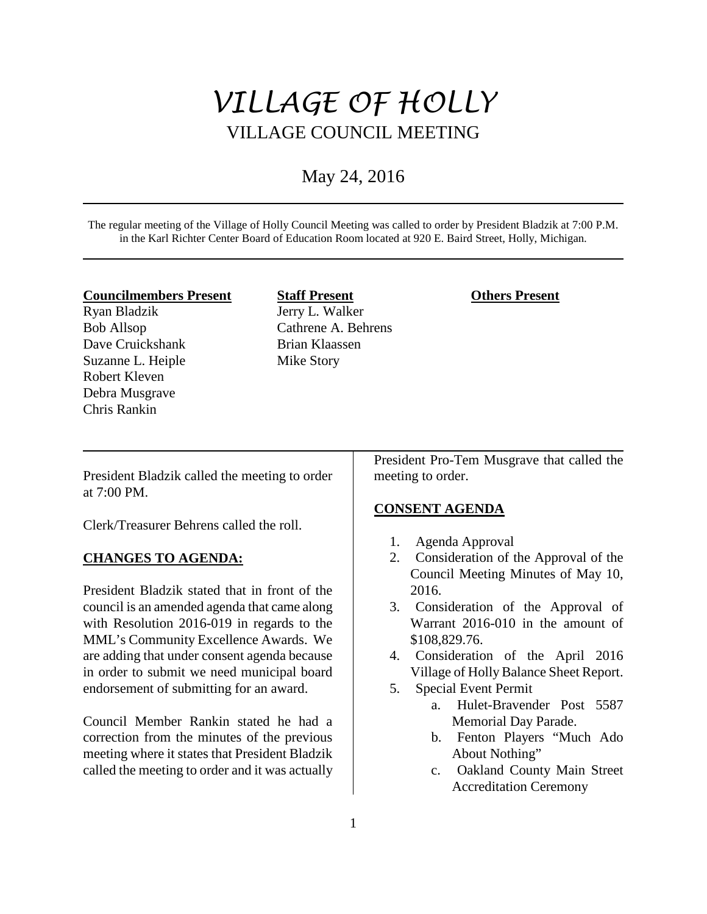# VILLAGE OF HOLLY

## VILLAGE COUNCIL MEETING

### May 24, 2016

The regular meeting of the Village of Holly Council Meeting was called to order by President Bladzik at 7:00 P.M. in the Karl Richter Center Board of Education Room located at 920 E. Baird Street, Holly, Michigan.

| **Councilmembers Present** | **Staff Present** | **Others Present** |
| --- | --- | --- |
| Ryan Bladzik | Jerry L. Walker | |
| Bob Allsop | Cathrene A. Behrens | |
| Dave Cruickshank | Brian Klaassen | |
| Suzanne L. Heiple | Mike Story | |
| Robert Kleven | | |
| Debra Musgrave | | |
| Chris Rankin | | |

President Bladzik called the meeting to order at 7:00 PM.

Clerk/Treasurer Behrens called the roll.

**CHANGES TO AGENDA:**

President Bladzik stated that in front of the council is an amended agenda that came along with Resolution 2016-019 in regards to the MML's Community Excellence Awards. We are adding that under consent agenda because in order to submit we need municipal board endorsement of submitting for an award.

Council Member Rankin stated he had a correction from the minutes of the previous meeting where it states that President Bladzik called the meeting to order and it was actually President Pro-Tem Musgrave that called the meeting to order.

**CONSENT AGENDA**

1. Agenda Approval
2. Consideration of the Approval of the Council Meeting Minutes of May 10, 2016.
3. Consideration of the Approval of Warrant 2016-010 in the amount of $108,829.76.
4. Consideration of the April 2016 Village of Holly Balance Sheet Report.
5. Special Event Permit
   a. Hulet-Bravender Post 5587 Memorial Day Parade.
   b. Fenton Players "Much Ado About Nothing"
   c. Oakland County Main Street Accreditation Ceremony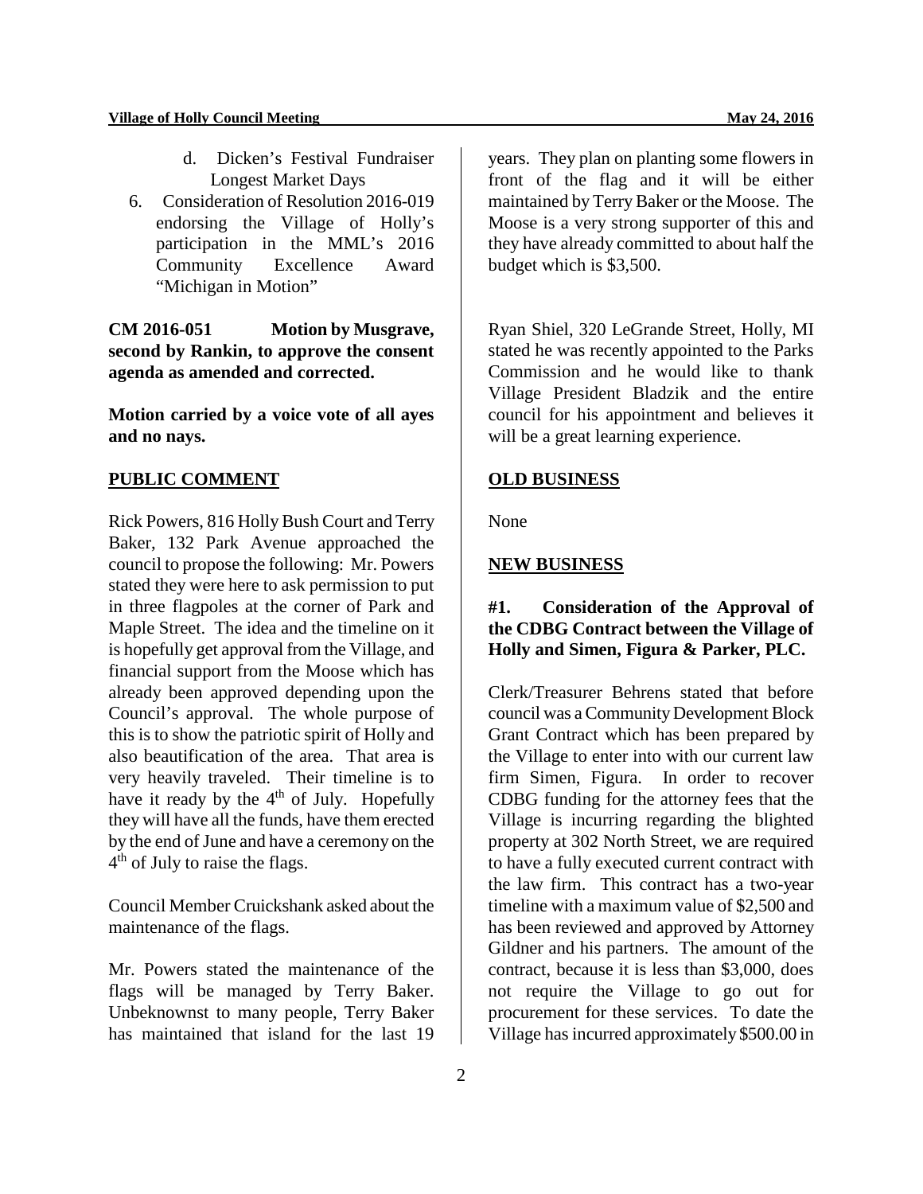d. Dicken's Festival Fundraiser Longest Market Days

6. Consideration of Resolution 2016-019 endorsing the Village of Holly's participation in the MML's 2016 Community Excellence Award "Michigan in Motion"

**CM 2016-051 Motion by Musgrave, second by Rankin, to approve the consent agenda as amended and corrected.**

**Motion carried by a voice vote of all ayes and no nays.**

**PUBLIC COMMENT**

Rick Powers, 816 Holly Bush Court and Terry Baker, 132 Park Avenue approached the council to propose the following: Mr. Powers stated they were here to ask permission to put in three flagpoles at the corner of Park and Maple Street. The idea and the timeline on it is hopefully get approval from the Village, and financial support from the Moose which has already been approved depending upon the Council's approval. The whole purpose of this is to show the patriotic spirit of Holly and also beautification of the area. That area is very heavily traveled. Their timeline is to have it ready by the 4th of July. Hopefully they will have all the funds, have them erected by the end of June and have a ceremony on the 4th of July to raise the flags.

Council Member Cruickshank asked about the maintenance of the flags.

Mr. Powers stated the maintenance of the flags will be managed by Terry Baker. Unbeknownst to many people, Terry Baker has maintained that island for the last 19 years. They plan on planting some flowers in front of the flag and it will be either maintained by Terry Baker or the Moose. The Moose is a very strong supporter of this and they have already committed to about half the budget which is $3,500.

Ryan Shiel, 320 LeGrande Street, Holly, MI stated he was recently appointed to the Parks Commission and he would like to thank Village President Bladzik and the entire council for his appointment and believes it will be a great learning experience.

**OLD BUSINESS**

None

**NEW BUSINESS**

**#1. Consideration of the Approval of the CDBG Contract between the Village of Holly and Simen, Figura & Parker, PLC.**

Clerk/Treasurer Behrens stated that before council was a Community Development Block Grant Contract which has been prepared by the Village to enter into with our current law firm Simen, Figura. In order to recover CDBG funding for the attorney fees that the Village is incurring regarding the blighted property at 302 North Street, we are required to have a fully executed current contract with the law firm. This contract has a two-year timeline with a maximum value of $2,500 and has been reviewed and approved by Attorney Gildner and his partners. The amount of the contract, because it is less than $3,000, does not require the Village to go out for procurement for these services. To date the Village has incurred approximately $500.00 in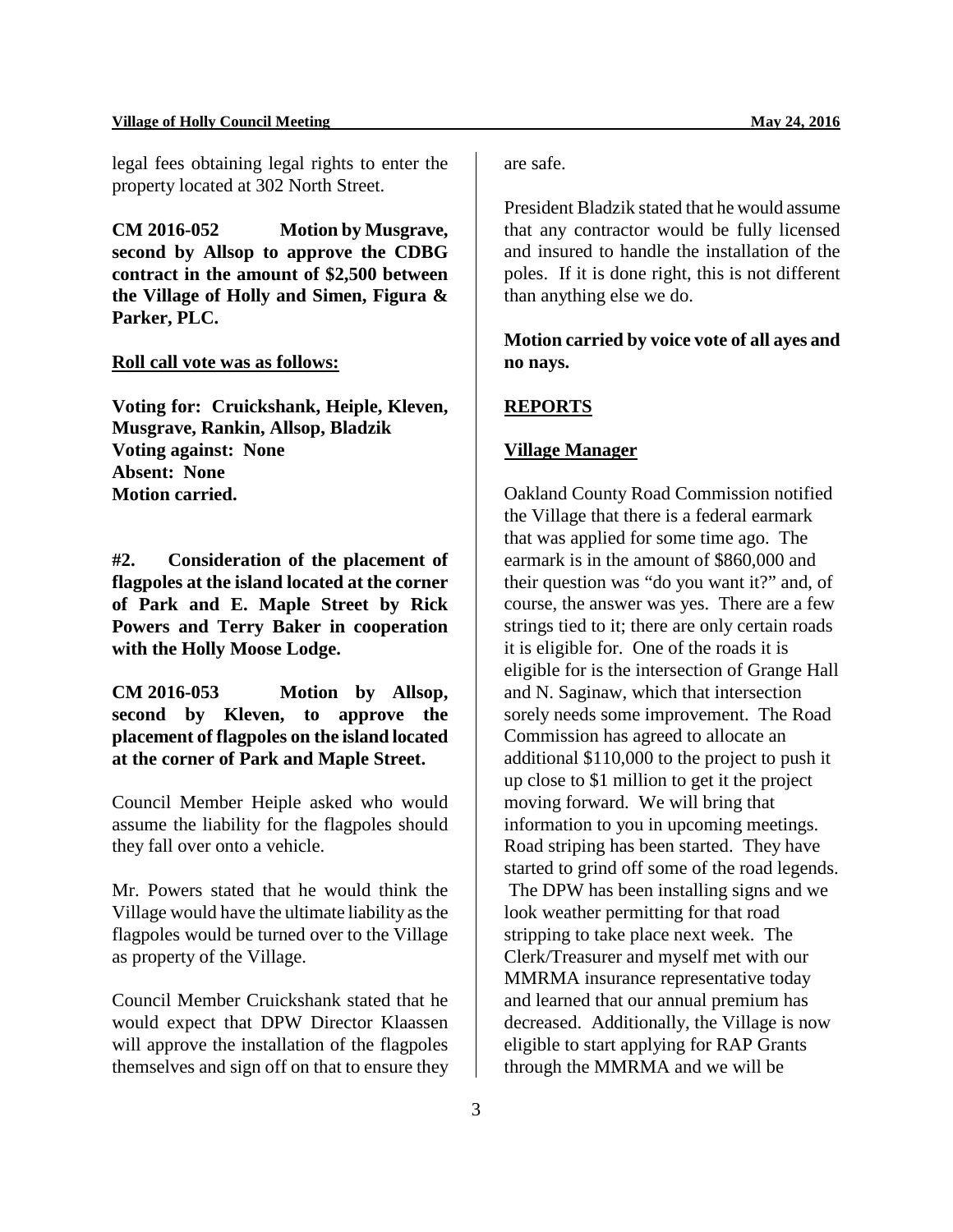legal fees obtaining legal rights to enter the property located at 302 North Street.

**CM 2016-052 Motion by Musgrave, second by Allsop to approve the CDBG contract in the amount of $2,500 between the Village of Holly and Simen, Figura & Parker, PLC.**

**Roll call vote was as follows:**

**Voting for: Cruickshank, Heiple, Kleven, Musgrave, Rankin, Allsop, Bladzik**
**Voting against: None**
**Absent: None**
**Motion carried.**

**#2. Consideration of the placement of flagpoles at the island located at the corner of Park and E. Maple Street by Rick Powers and Terry Baker in cooperation with the Holly Moose Lodge.**

**CM 2016-053 Motion by Allsop, second by Kleven, to approve the placement of flagpoles on the island located at the corner of Park and Maple Street.**

Council Member Heiple asked who would assume the liability for the flagpoles should they fall over onto a vehicle.

Mr. Powers stated that he would think the Village would have the ultimate liability as the flagpoles would be turned over to the Village as property of the Village.

Council Member Cruickshank stated that he would expect that DPW Director Klaassen will approve the installation of the flagpoles themselves and sign off on that to ensure they are safe.

President Bladzik stated that he would assume that any contractor would be fully licensed and insured to handle the installation of the poles. If it is done right, this is not different than anything else we do.

**Motion carried by voice vote of all ayes and no nays.**

**REPORTS**

**Village Manager**

Oakland County Road Commission notified the Village that there is a federal earmark that was applied for some time ago. The earmark is in the amount of $860,000 and their question was "do you want it?" and, of course, the answer was yes. There are a few strings tied to it; there are only certain roads it is eligible for. One of the roads it is eligible for is the intersection of Grange Hall and N. Saginaw, which that intersection sorely needs some improvement. The Road Commission has agreed to allocate an additional $110,000 to the project to push it up close to $1 million to get it the project moving forward. We will bring that information to you in upcoming meetings. Road striping has been started. They have started to grind off some of the road legends. The DPW has been installing signs and we look weather permitting for that road stripping to take place next week. The Clerk/Treasurer and myself met with our MMRMA insurance representative today and learned that our annual premium has decreased. Additionally, the Village is now eligible to start applying for RAP Grants through the MMRMA and we will be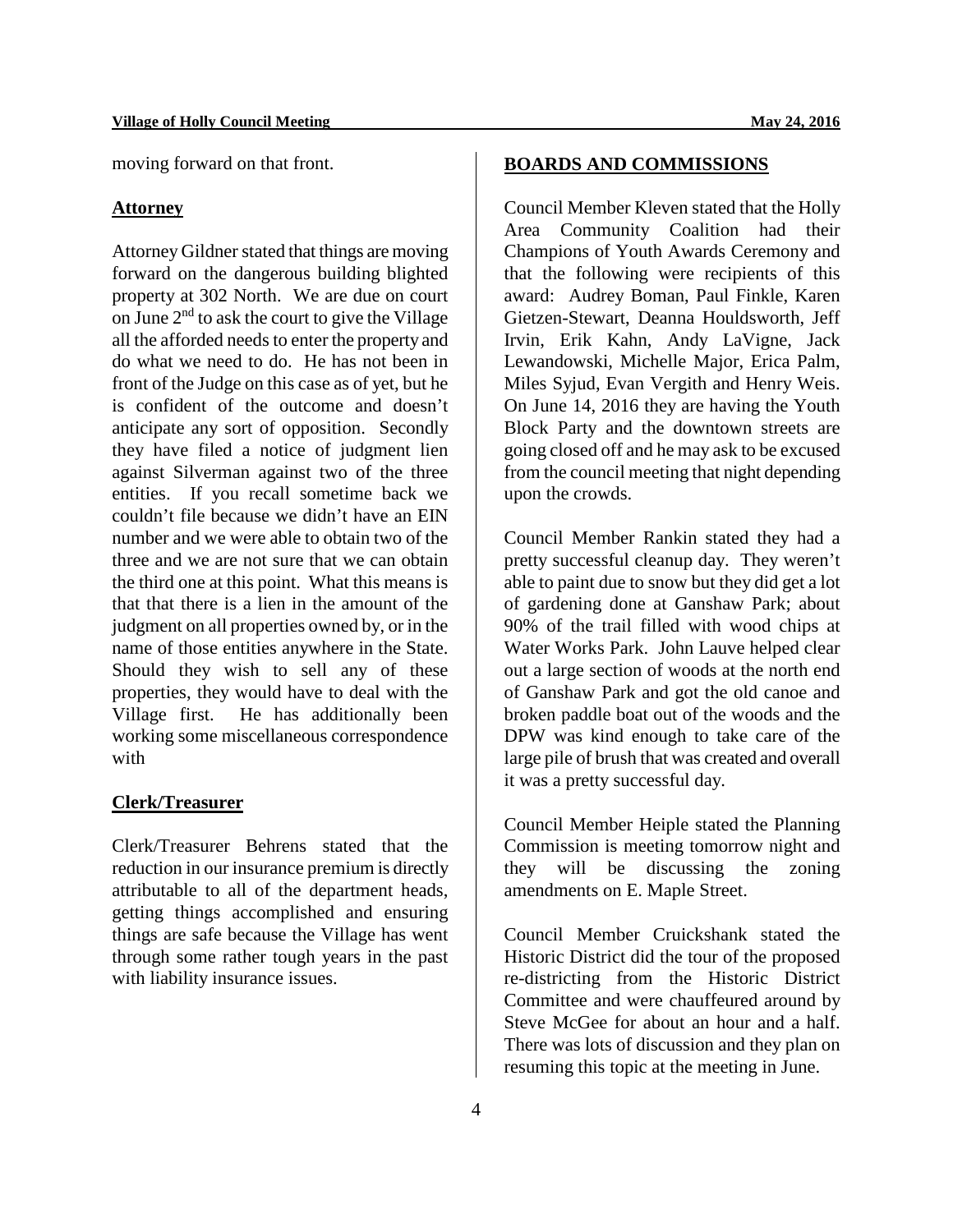moving forward on that front.

**Attorney**

Attorney Gildner stated that things are moving forward on the dangerous building blighted property at 302 North. We are due on court on June 2nd to ask the court to give the Village all the afforded needs to enter the property and do what we need to do. He has not been in front of the Judge on this case as of yet, but he is confident of the outcome and doesn't anticipate any sort of opposition. Secondly they have filed a notice of judgment lien against Silverman against two of the three entities. If you recall sometime back we couldn't file because we didn't have an EIN number and we were able to obtain two of the three and we are not sure that we can obtain the third one at this point. What this means is that that there is a lien in the amount of the judgment on all properties owned by, or in the name of those entities anywhere in the State. Should they wish to sell any of these properties, they would have to deal with the Village first. He has additionally been working some miscellaneous correspondence with

**Clerk/Treasurer**

Clerk/Treasurer Behrens stated that the reduction in our insurance premium is directly attributable to all of the department heads, getting things accomplished and ensuring things are safe because the Village has went through some rather tough years in the past with liability insurance issues.

**BOARDS AND COMMISSIONS**

Council Member Kleven stated that the Holly Area Community Coalition had their Champions of Youth Awards Ceremony and that the following were recipients of this award: Audrey Boman, Paul Finkle, Karen Gietzen-Stewart, Deanna Houldsworth, Jeff Irvin, Erik Kahn, Andy LaVigne, Jack Lewandowski, Michelle Major, Erica Palm, Miles Syjud, Evan Vergith and Henry Weis. On June 14, 2016 they are having the Youth Block Party and the downtown streets are going closed off and he may ask to be excused from the council meeting that night depending upon the crowds.

Council Member Rankin stated they had a pretty successful cleanup day. They weren't able to paint due to snow but they did get a lot of gardening done at Ganshaw Park; about 90% of the trail filled with wood chips at Water Works Park. John Lauve helped clear out a large section of woods at the north end of Ganshaw Park and got the old canoe and broken paddle boat out of the woods and the DPW was kind enough to take care of the large pile of brush that was created and overall it was a pretty successful day.

Council Member Heiple stated the Planning Commission is meeting tomorrow night and they will be discussing the zoning amendments on E. Maple Street.

Council Member Cruickshank stated the Historic District did the tour of the proposed re-districting from the Historic District Committee and were chauffeured around by Steve McGee for about an hour and a half. There was lots of discussion and they plan on resuming this topic at the meeting in June.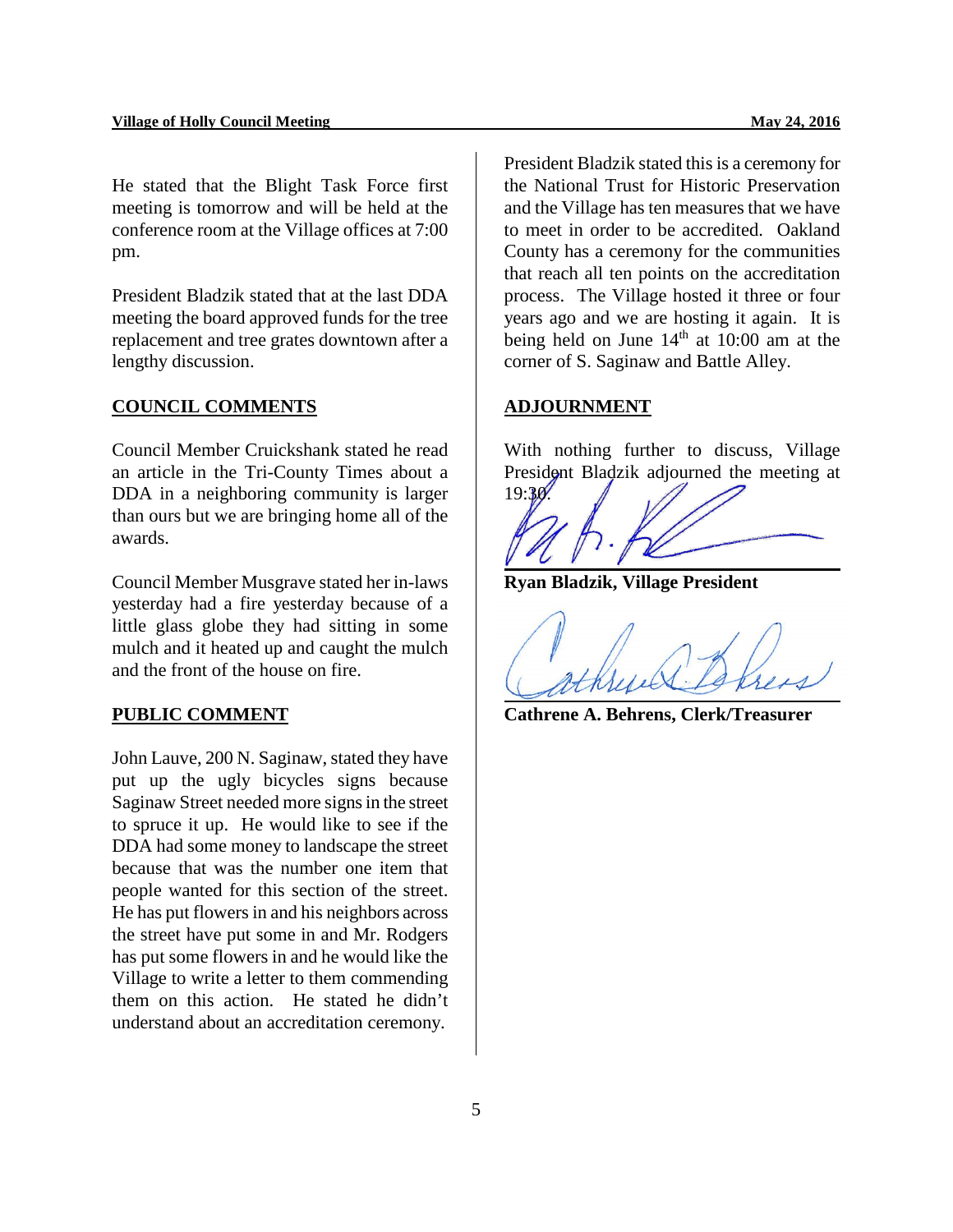He stated that the Blight Task Force first meeting is tomorrow and will be held at the conference room at the Village offices at 7:00 pm.

President Bladzik stated that at the last DDA meeting the board approved funds for the tree replacement and tree grates downtown after a lengthy discussion.

## COUNCIL COMMENTS

Council Member Cruickshank stated he read an article in the Tri-County Times about a DDA in a neighboring community is larger than ours but we are bringing home all of the awards.

Council Member Musgrave stated her in-laws yesterday had a fire yesterday because of a little glass globe they had sitting in some mulch and it heated up and caught the mulch and the front of the house on fire.

## PUBLIC COMMENT

John Lauve, 200 N. Saginaw, stated they have put up the ugly bicycles signs because Saginaw Street needed more signs in the street to spruce it up. He would like to see if the DDA had some money to landscape the street because that was the number one item that people wanted for this section of the street. He has put flowers in and his neighbors across the street have put some in and Mr. Rodgers has put some flowers in and he would like the Village to write a letter to them commending them on this action. He stated he didn't understand about an accreditation ceremony.

President Bladzik stated this is a ceremony for the National Trust for Historic Preservation and the Village has ten measures that we have to meet in order to be accredited. Oakland County has a ceremony for the communities that reach all ten points on the accreditation process. The Village hosted it three or four years ago and we are hosting it again. It is being held on June 14th at 10:00 am at the corner of S. Saginaw and Battle Alley.

## ADJOURNMENT

With nothing further to discuss, Village President Bladzik adjourned the meeting at 19:30.

**Ryan Bladzik, Village President**

**Cathrene A. Behrens, Clerk/Treasurer**